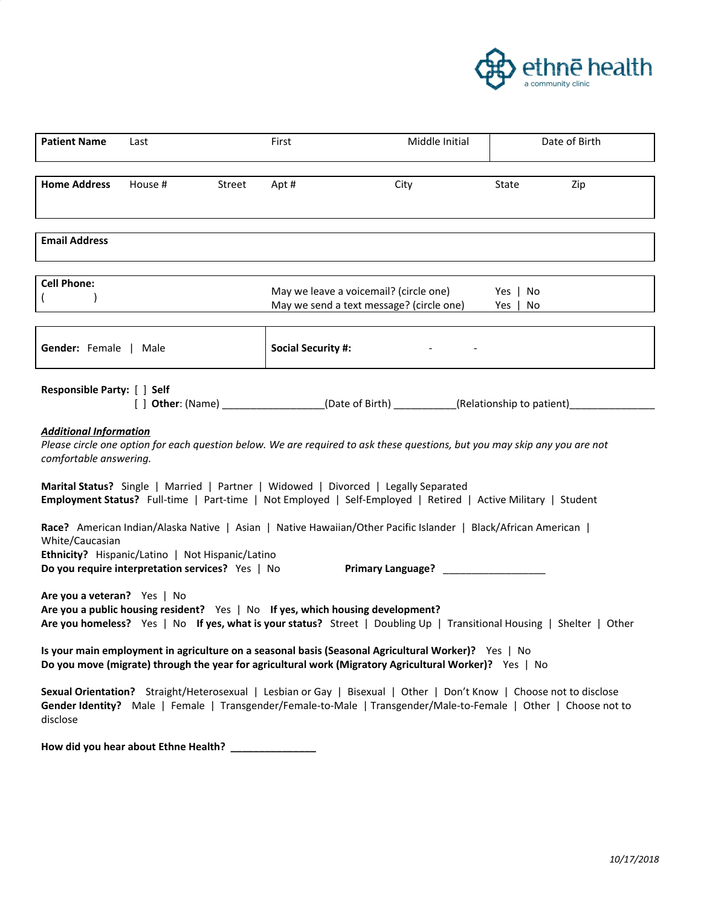ethnē health
a community clinic

| **Patient Name** | Last | First | Middle Initial | Date of Birth |
|---|---|---|---|---|
| | | | | |

| **Home Address** | House # | Street | Apt # | City | State | Zip |
|---|---|---|---|---|---|---|
| | | | | | | |

| **Email Address** |
|---|
| |

| **Cell Phone:** ( ) | May we leave a voicemail? (circle one) | Yes \| No |
|---|---|---|
| | May we send a text message? (circle one) | Yes \| No |

| **Gender:** Female \| Male | **Social Security #:** - - |
|---|---|

**Responsible Party:** [ ] **Self**
[ ] **Other**: (Name) _________________(Date of Birth) ___________(Relationship to patient)_______________

***Additional Information***

*Please circle one option for each question below. We are required to ask these questions, but you may skip any you are not comfortable answering.*

**Marital Status?** Single | Married | Partner | Widowed | Divorced | Legally Separated
**Employment Status?** Full-time | Part-time | Not Employed | Self-Employed | Retired | Active Military | Student

**Race?** American Indian/Alaska Native | Asian | Native Hawaiian/Other Pacific Islander | Black/African American | White/Caucasian
**Ethnicity?** Hispanic/Latino | Not Hispanic/Latino
**Do you require interpretation services?** Yes | No **Primary Language?** __________________

**Are you a veteran?** Yes | No
**Are you a public housing resident?** Yes | No **If yes, which housing development?**
**Are you homeless?** Yes | No **If yes, what is your status?** Street | Doubling Up | Transitional Housing | Shelter | Other

**Is your main employment in agriculture on a seasonal basis (Seasonal Agricultural Worker)?** Yes | No
**Do you move (migrate) through the year for agricultural work (Migratory Agricultural Worker)?** Yes | No

**Sexual Orientation?** Straight/Heterosexual | Lesbian or Gay | Bisexual | Other | Don't Know | Choose not to disclose
**Gender Identity?** Male | Female | Transgender/Female-to-Male | Transgender/Male-to-Female | Other | Choose not to disclose

**How did you hear about Ethne Health? _______________**

*10/17/2018*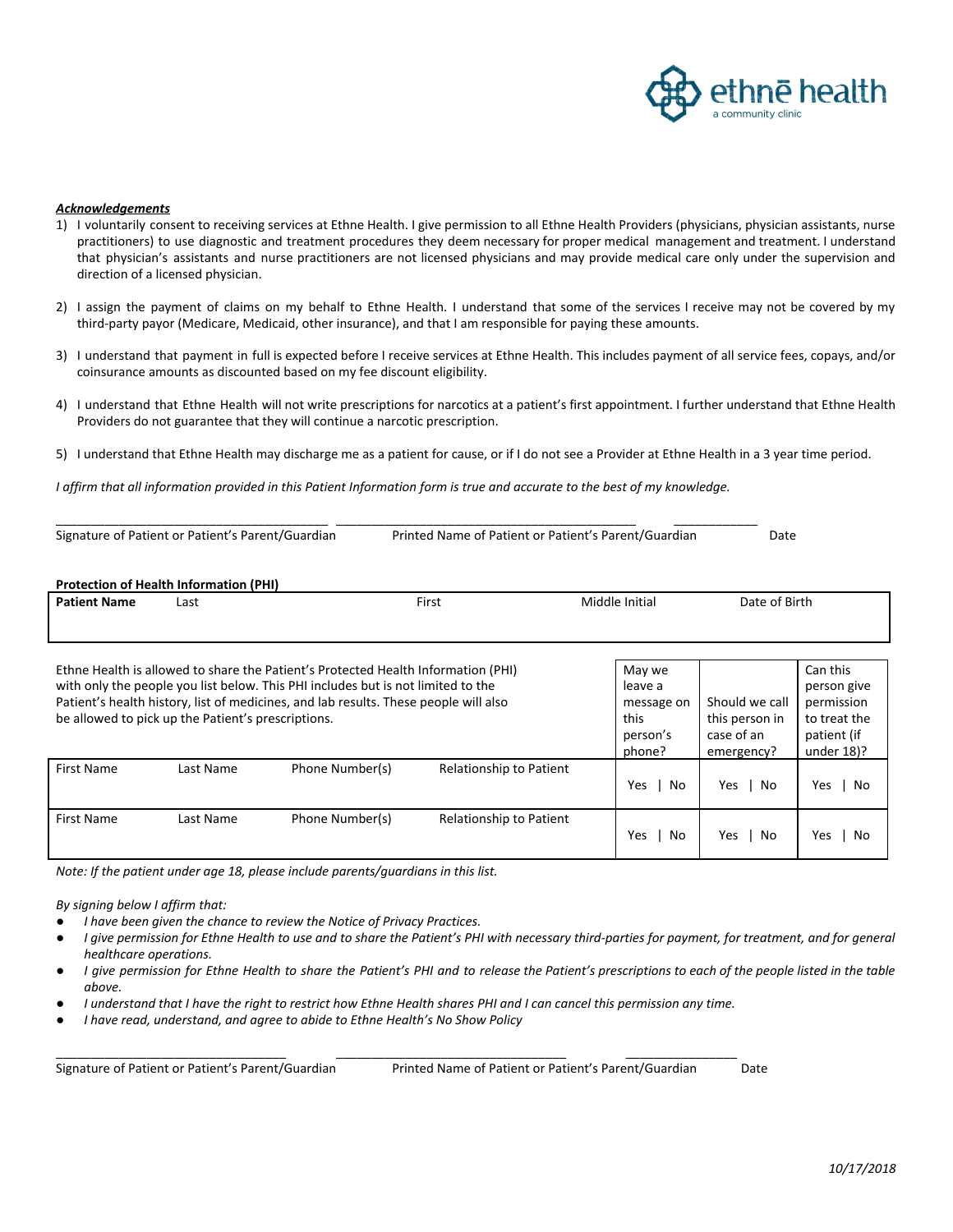ethnē health
a community clinic

***Acknowledgements***

1) I voluntarily consent to receiving services at Ethne Health. I give permission to all Ethne Health Providers (physicians, physician assistants, nurse practitioners) to use diagnostic and treatment procedures they deem necessary for proper medical management and treatment. I understand that physician's assistants and nurse practitioners are not licensed physicians and may provide medical care only under the supervision and direction of a licensed physician.

2) I assign the payment of claims on my behalf to Ethne Health. I understand that some of the services I receive may not be covered by my third-party payor (Medicare, Medicaid, other insurance), and that I am responsible for paying these amounts.

3) I understand that payment in full is expected before I receive services at Ethne Health. This includes payment of all service fees, copays, and/or coinsurance amounts as discounted based on my fee discount eligibility.

4) I understand that Ethne Health will not write prescriptions for narcotics at a patient's first appointment. I further understand that Ethne Health Providers do not guarantee that they will continue a narcotic prescription.

5) I understand that Ethne Health may discharge me as a patient for cause, or if I do not see a Provider at Ethne Health in a 3 year time period.

*I affirm that all information provided in this Patient Information form is true and accurate to the best of my knowledge.*

_______________________________________ _______________________________________ ____________

Signature of Patient or Patient's Parent/Guardian Printed Name of Patient or Patient's Parent/Guardian Date

**Protection of Health Information (PHI)**

| **Patient Name** | Last | First | Middle Initial | Date of Birth |
|---|---|---|---|---|
| | | | | |

| Ethne Health is allowed to share the Patient's Protected Health Information (PHI) with only the people you list below. This PHI includes but is not limited to the Patient's health history, list of medicines, and lab results. These people will also be allowed to pick up the Patient's prescriptions. | | | | May we leave a message on this person's phone? | Should we call this person in case of an emergency? | Can this person give permission to treat the patient (if under 18)? |
|---|---|---|---|---|---|---|
| First Name | Last Name | Phone Number(s) | Relationship to Patient | Yes \| No | Yes \| No | Yes \| No |
| First Name | Last Name | Phone Number(s) | Relationship to Patient | Yes \| No | Yes \| No | Yes \| No |

*Note: If the patient under age 18, please include parents/guardians in this list.*

*By signing below I affirm that:*

- *I have been given the chance to review the Notice of Privacy Practices.*
- *I give permission for Ethne Health to use and to share the Patient's PHI with necessary third-parties for payment, for treatment, and for general healthcare operations.*
- *I give permission for Ethne Health to share the Patient's PHI and to release the Patient's prescriptions to each of the people listed in the table above.*
- *I understand that I have the right to restrict how Ethne Health shares PHI and I can cancel this permission any time.*
- *I have read, understand, and agree to abide to Ethne Health's No Show Policy*

_________________________________ _________________________________ ________________

Signature of Patient or Patient's Parent/Guardian Printed Name of Patient or Patient's Parent/Guardian Date

*10/17/2018*